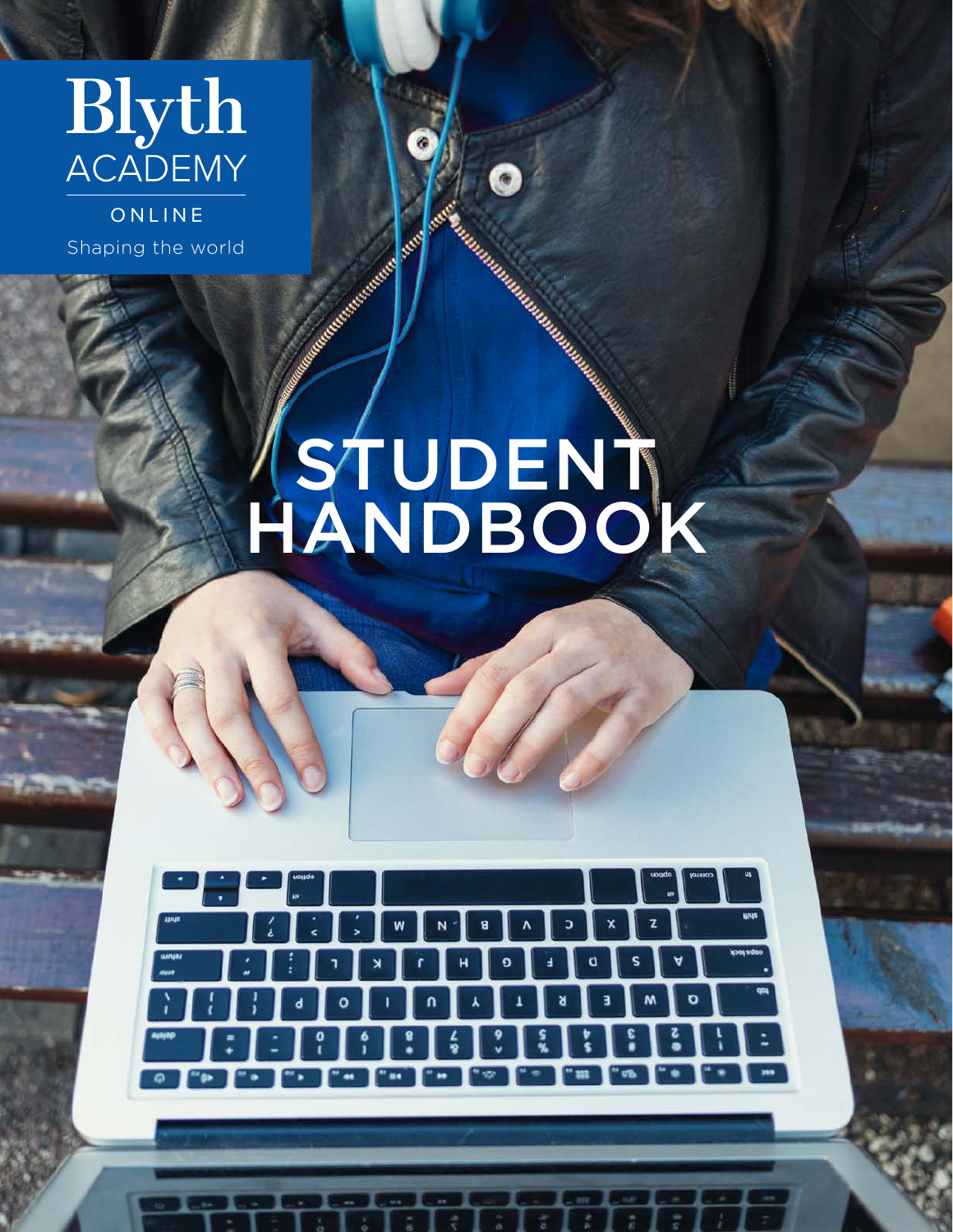Blyth
ACADEMY

ONLINE

Shaping the world

# STUDENT HANDBOOK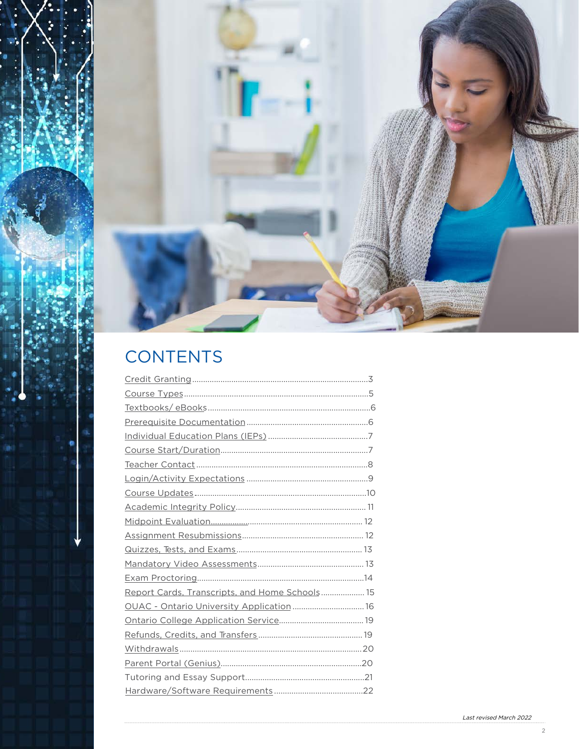# CONTENTS

| | |
|---|---|
| Credit Granting | 3 |
| Course Types | 5 |
| Textbooks/ eBooks | 6 |
| Prerequisite Documentation | 6 |
| Individual Education Plans (IEPs) | 7 |
| Course Start/Duration | 7 |
| Teacher Contact | 8 |
| Login/Activity Expectations | 9 |
| Course Updates | 10 |
| Academic Integrity Policy | 11 |
| Midpoint Evaluation | 12 |
| Assignment Resubmissions | 12 |
| Quizzes, Tests, and Exams | 13 |
| Mandatory Video Assessments | 13 |
| Exam Proctoring | 14 |
| Report Cards, Transcripts, and Home Schools | 15 |
| OUAC - Ontario University Application | 16 |
| Ontario College Application Service | 19 |
| Refunds, Credits, and Transfers | 19 |
| Withdrawals | 20 |
| Parent Portal (Genius) | 20 |
| Tutoring and Essay Support | 21 |
| Hardware/Software Requirements | 22 |

*Last revised March 2022*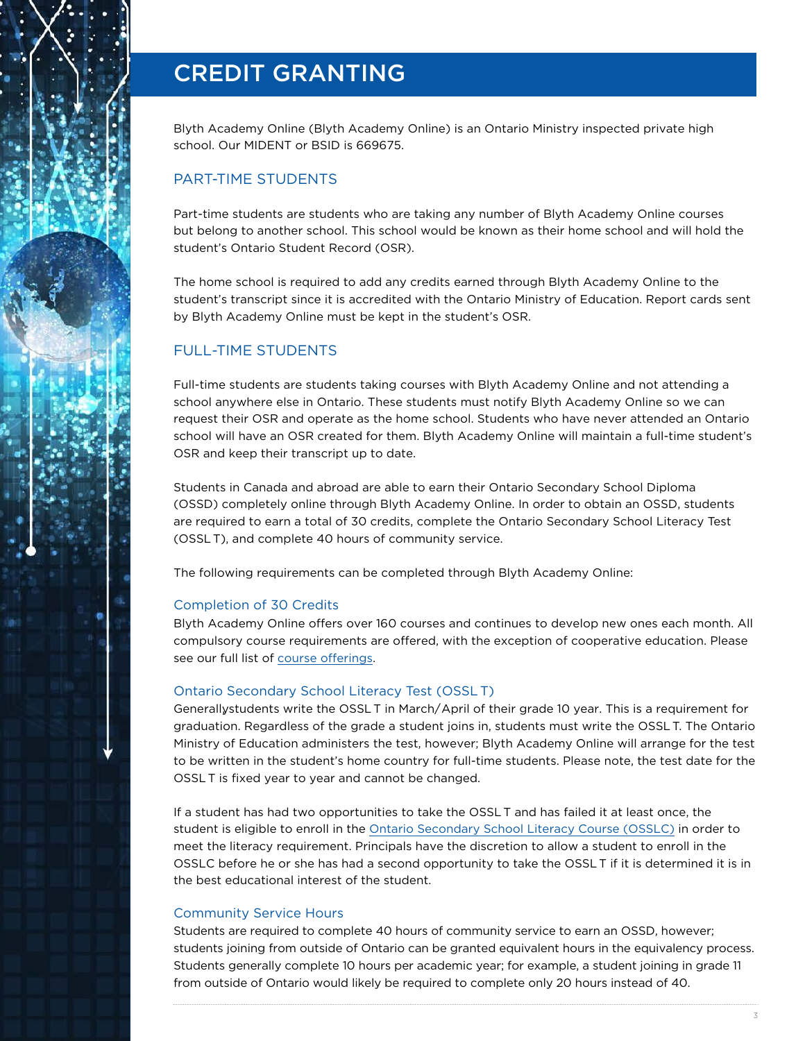# CREDIT GRANTING

Blyth Academy Online (Blyth Academy Online) is an Ontario Ministry inspected private high school. Our MIDENT or BSID is 669675.

## PART-TIME STUDENTS

Part-time students are students who are taking any number of Blyth Academy Online courses but belong to another school. This school would be known as their home school and will hold the student's Ontario Student Record (OSR).

The home school is required to add any credits earned through Blyth Academy Online to the student's transcript since it is accredited with the Ontario Ministry of Education. Report cards sent by Blyth Academy Online must be kept in the student's OSR.

## FULL-TIME STUDENTS

Full-time students are students taking courses with Blyth Academy Online and not attending a school anywhere else in Ontario. These students must notify Blyth Academy Online so we can request their OSR and operate as the home school. Students who have never attended an Ontario school will have an OSR created for them. Blyth Academy Online will maintain a full-time student's OSR and keep their transcript up to date.

Students in Canada and abroad are able to earn their Ontario Secondary School Diploma (OSSD) completely online through Blyth Academy Online. In order to obtain an OSSD, students are required to earn a total of 30 credits, complete the Ontario Secondary School Literacy Test (OSSLT), and complete 40 hours of community service.

The following requirements can be completed through Blyth Academy Online:

### Completion of 30 Credits

Blyth Academy Online offers over 160 courses and continues to develop new ones each month. All compulsory course requirements are offered, with the exception of cooperative education. Please see our full list of course offerings.

### Ontario Secondary School Literacy Test (OSSLT)

Generallystudents write the OSSLT in March/April of their grade 10 year. This is a requirement for graduation. Regardless of the grade a student joins in, students must write the OSSLT. The Ontario Ministry of Education administers the test, however; Blyth Academy Online will arrange for the test to be written in the student's home country for full-time students. Please note, the test date for the OSSLT is fixed year to year and cannot be changed.

If a student has had two opportunities to take the OSSLT and has failed it at least once, the student is eligible to enroll in the Ontario Secondary School Literacy Course (OSSLC) in order to meet the literacy requirement. Principals have the discretion to allow a student to enroll in the OSSLC before he or she has had a second opportunity to take the OSSLT if it is determined it is in the best educational interest of the student.

### Community Service Hours

Students are required to complete 40 hours of community service to earn an OSSD, however; students joining from outside of Ontario can be granted equivalent hours in the equivalency process. Students generally complete 10 hours per academic year; for example, a student joining in grade 11 from outside of Ontario would likely be required to complete only 20 hours instead of 40.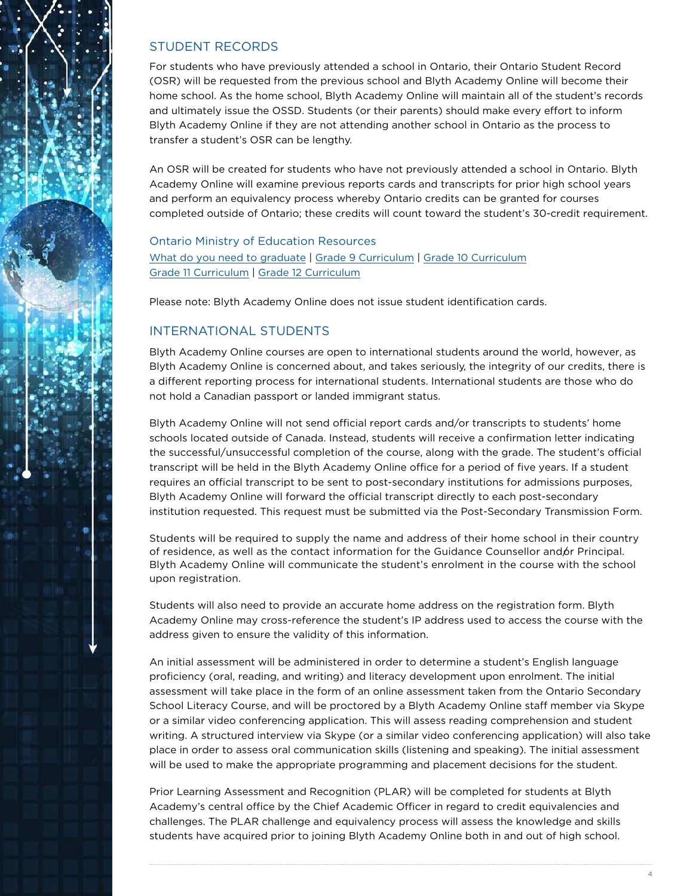## STUDENT RECORDS

For students who have previously attended a school in Ontario, their Ontario Student Record (OSR) will be requested from the previous school and Blyth Academy Online will become their home school. As the home school, Blyth Academy Online will maintain all of the student's records and ultimately issue the OSSD. Students (or their parents) should make every effort to inform Blyth Academy Online if they are not attending another school in Ontario as the process to transfer a student's OSR can be lengthy.

An OSR will be created for students who have not previously attended a school in Ontario. Blyth Academy Online will examine previous reports cards and transcripts for prior high school years and perform an equivalency process whereby Ontario credits can be granted for courses completed outside of Ontario; these credits will count toward the student's 30-credit requirement.

### Ontario Ministry of Education Resources

What do you need to graduate | Grade 9 Curriculum | Grade 10 Curriculum
Grade 11 Curriculum | Grade 12 Curriculum

Please note: Blyth Academy Online does not issue student identification cards.

## INTERNATIONAL STUDENTS

Blyth Academy Online courses are open to international students around the world, however, as Blyth Academy Online is concerned about, and takes seriously, the integrity of our credits, there is a different reporting process for international students. International students are those who do not hold a Canadian passport or landed immigrant status.

Blyth Academy Online will not send official report cards and/or transcripts to students' home schools located outside of Canada. Instead, students will receive a confirmation letter indicating the successful/unsuccessful completion of the course, along with the grade. The student's official transcript will be held in the Blyth Academy Online office for a period of five years. If a student requires an official transcript to be sent to post-secondary institutions for admissions purposes, Blyth Academy Online will forward the official transcript directly to each post-secondary institution requested. This request must be submitted via the Post-Secondary Transmission Form.

Students will be required to supply the name and address of their home school in their country of residence, as well as the contact information for the Guidance Counsellor and/or Principal. Blyth Academy Online will communicate the student's enrolment in the course with the school upon registration.

Students will also need to provide an accurate home address on the registration form. Blyth Academy Online may cross-reference the student's IP address used to access the course with the address given to ensure the validity of this information.

An initial assessment will be administered in order to determine a student's English language proficiency (oral, reading, and writing) and literacy development upon enrolment. The initial assessment will take place in the form of an online assessment taken from the Ontario Secondary School Literacy Course, and will be proctored by a Blyth Academy Online staff member via Skype or a similar video conferencing application. This will assess reading comprehension and student writing. A structured interview via Skype (or a similar video conferencing application) will also take place in order to assess oral communication skills (listening and speaking). The initial assessment will be used to make the appropriate programming and placement decisions for the student.

Prior Learning Assessment and Recognition (PLAR) will be completed for students at Blyth Academy's central office by the Chief Academic Officer in regard to credit equivalencies and challenges. The PLAR challenge and equivalency process will assess the knowledge and skills students have acquired prior to joining Blyth Academy Online both in and out of high school.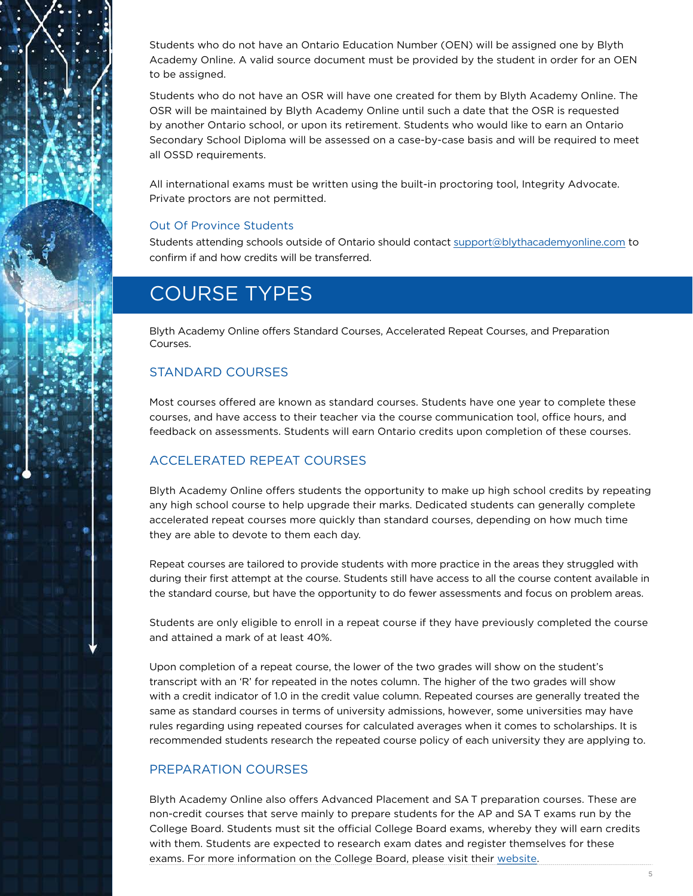Students who do not have an Ontario Education Number (OEN) will be assigned one by Blyth Academy Online. A valid source document must be provided by the student in order for an OEN to be assigned.

Students who do not have an OSR will have one created for them by Blyth Academy Online. The OSR will be maintained by Blyth Academy Online until such a date that the OSR is requested by another Ontario school, or upon its retirement. Students who would like to earn an Ontario Secondary School Diploma will be assessed on a case-by-case basis and will be required to meet all OSSD requirements.

All international exams must be written using the built-in proctoring tool, Integrity Advocate. Private proctors are not permitted.

### Out Of Province Students

Students attending schools outside of Ontario should contact support@blythacademyonline.com to confirm if and how credits will be transferred.

# COURSE TYPES

Blyth Academy Online offers Standard Courses, Accelerated Repeat Courses, and Preparation Courses.

## STANDARD COURSES

Most courses offered are known as standard courses. Students have one year to complete these courses, and have access to their teacher via the course communication tool, office hours, and feedback on assessments. Students will earn Ontario credits upon completion of these courses.

## ACCELERATED REPEAT COURSES

Blyth Academy Online offers students the opportunity to make up high school credits by repeating any high school course to help upgrade their marks. Dedicated students can generally complete accelerated repeat courses more quickly than standard courses, depending on how much time they are able to devote to them each day.

Repeat courses are tailored to provide students with more practice in the areas they struggled with during their first attempt at the course. Students still have access to all the course content available in the standard course, but have the opportunity to do fewer assessments and focus on problem areas.

Students are only eligible to enroll in a repeat course if they have previously completed the course and attained a mark of at least 40%.

Upon completion of a repeat course, the lower of the two grades will show on the student's transcript with an 'R' for repeated in the notes column. The higher of the two grades will show with a credit indicator of 1.0 in the credit value column. Repeated courses are generally treated the same as standard courses in terms of university admissions, however, some universities may have rules regarding using repeated courses for calculated averages when it comes to scholarships. It is recommended students research the repeated course policy of each university they are applying to.

## PREPARATION COURSES

Blyth Academy Online also offers Advanced Placement and SA T preparation courses. These are non-credit courses that serve mainly to prepare students for the AP and SA T exams run by the College Board. Students must sit the official College Board exams, whereby they will earn credits with them. Students are expected to research exam dates and register themselves for these exams. For more information on the College Board, please visit their website.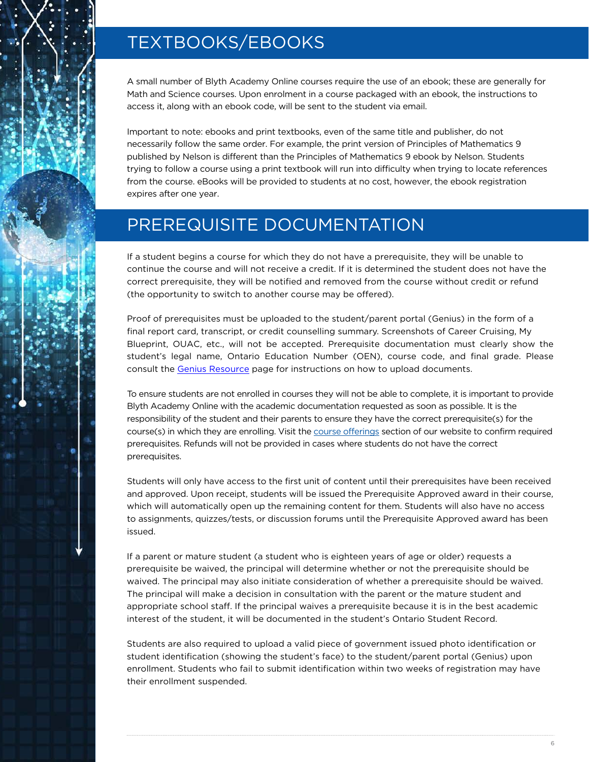## TEXTBOOKS/EBOOKS

A small number of Blyth Academy Online courses require the use of an ebook; these are generally for Math and Science courses. Upon enrolment in a course packaged with an ebook, the instructions to access it, along with an ebook code, will be sent to the student via email.

Important to note: ebooks and print textbooks, even of the same title and publisher, do not necessarily follow the same order. For example, the print version of Principles of Mathematics 9 published by Nelson is different than the Principles of Mathematics 9 ebook by Nelson. Students trying to follow a course using a print textbook will run into difficulty when trying to locate references from the course. eBooks will be provided to students at no cost, however, the ebook registration expires after one year.

## PREREQUISITE DOCUMENTATION

If a student begins a course for which they do not have a prerequisite, they will be unable to continue the course and will not receive a credit. If it is determined the student does not have the correct prerequisite, they will be notified and removed from the course without credit or refund (the opportunity to switch to another course may be offered).

Proof of prerequisites must be uploaded to the student/parent portal (Genius) in the form of a final report card, transcript, or credit counselling summary. Screenshots of Career Cruising, My Blueprint, OUAC, etc., will not be accepted. Prerequisite documentation must clearly show the student's legal name, Ontario Education Number (OEN), course code, and final grade. Please consult the Genius Resource page for instructions on how to upload documents.

To ensure students are not enrolled in courses they will not be able to complete, it is important to provide Blyth Academy Online with the academic documentation requested as soon as possible. It is the responsibility of the student and their parents to ensure they have the correct prerequisite(s) for the course(s) in which they are enrolling. Visit the course offerings section of our website to confirm required prerequisites. Refunds will not be provided in cases where students do not have the correct prerequisites.

Students will only have access to the first unit of content until their prerequisites have been received and approved. Upon receipt, students will be issued the Prerequisite Approved award in their course, which will automatically open up the remaining content for them. Students will also have no access to assignments, quizzes/tests, or discussion forums until the Prerequisite Approved award has been issued.

If a parent or mature student (a student who is eighteen years of age or older) requests a prerequisite be waived, the principal will determine whether or not the prerequisite should be waived. The principal may also initiate consideration of whether a prerequisite should be waived. The principal will make a decision in consultation with the parent or the mature student and appropriate school staff. If the principal waives a prerequisite because it is in the best academic interest of the student, it will be documented in the student's Ontario Student Record.

Students are also required to upload a valid piece of government issued photo identification or student identification (showing the student's face) to the student/parent portal (Genius) upon enrollment. Students who fail to submit identification within two weeks of registration may have their enrollment suspended.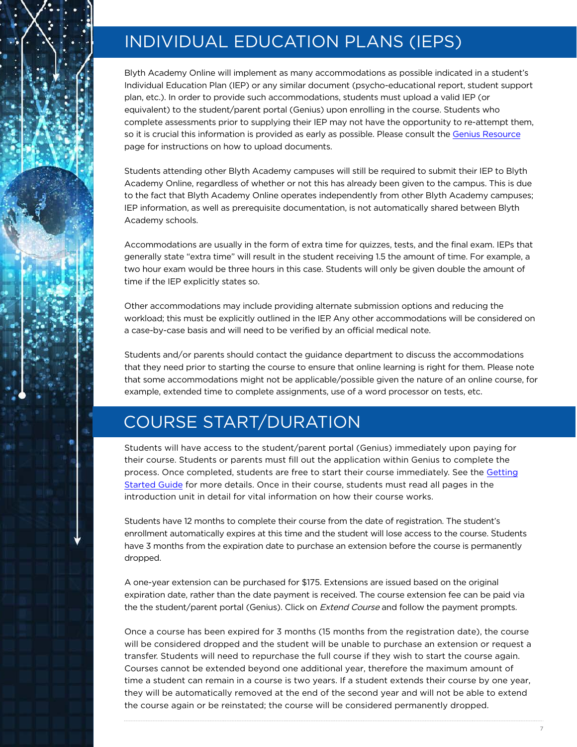## INDIVIDUAL EDUCATION PLANS (IEPS)

Blyth Academy Online will implement as many accommodations as possible indicated in a student's Individual Education Plan (IEP) or any similar document (psycho-educational report, student support plan, etc.). In order to provide such accommodations, students must upload a valid IEP (or equivalent) to the student/parent portal (Genius) upon enrolling in the course. Students who complete assessments prior to supplying their IEP may not have the opportunity to re-attempt them, so it is crucial this information is provided as early as possible. Please consult the Genius Resource page for instructions on how to upload documents.

Students attending other Blyth Academy campuses will still be required to submit their IEP to Blyth Academy Online, regardless of whether or not this has already been given to the campus. This is due to the fact that Blyth Academy Online operates independently from other Blyth Academy campuses; IEP information, as well as prerequisite documentation, is not automatically shared between Blyth Academy schools.

Accommodations are usually in the form of extra time for quizzes, tests, and the final exam. IEPs that generally state "extra time" will result in the student receiving 1.5 the amount of time. For example, a two hour exam would be three hours in this case. Students will only be given double the amount of time if the IEP explicitly states so.

Other accommodations may include providing alternate submission options and reducing the workload; this must be explicitly outlined in the IEP. Any other accommodations will be considered on a case-by-case basis and will need to be verified by an official medical note.

Students and/or parents should contact the guidance department to discuss the accommodations that they need prior to starting the course to ensure that online learning is right for them. Please note that some accommodations might not be applicable/possible given the nature of an online course, for example, extended time to complete assignments, use of a word processor on tests, etc.

## COURSE START/DURATION

Students will have access to the student/parent portal (Genius) immediately upon paying for their course. Students or parents must fill out the application within Genius to complete the process. Once completed, students are free to start their course immediately. See the Getting Started Guide for more details. Once in their course, students must read all pages in the introduction unit in detail for vital information on how their course works.

Students have 12 months to complete their course from the date of registration. The student's enrollment automatically expires at this time and the student will lose access to the course. Students have 3 months from the expiration date to purchase an extension before the course is permanently dropped.

A one-year extension can be purchased for $175. Extensions are issued based on the original expiration date, rather than the date payment is received. The course extension fee can be paid via the the student/parent portal (Genius). Click on *Extend Course* and follow the payment prompts.

Once a course has been expired for 3 months (15 months from the registration date), the course will be considered dropped and the student will be unable to purchase an extension or request a transfer. Students will need to repurchase the full course if they wish to start the course again. Courses cannot be extended beyond one additional year, therefore the maximum amount of time a student can remain in a course is two years. If a student extends their course by one year, they will be automatically removed at the end of the second year and will not be able to extend the course again or be reinstated; the course will be considered permanently dropped.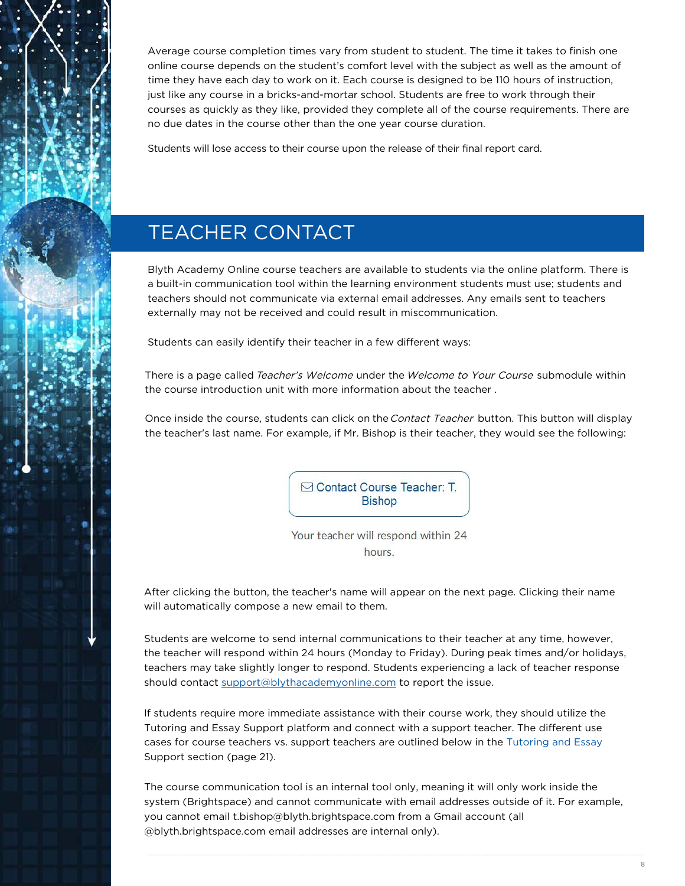Average course completion times vary from student to student. The time it takes to finish one online course depends on the student's comfort level with the subject as well as the amount of time they have each day to work on it. Each course is designed to be 110 hours of instruction, just like any course in a bricks-and-mortar school. Students are free to work through their courses as quickly as they like, provided they complete all of the course requirements. There are no due dates in the course other than the one year course duration.

Students will lose access to their course upon the release of their final report card.

## TEACHER CONTACT

Blyth Academy Online course teachers are available to students via the online platform. There is a built-in communication tool within the learning environment students must use; students and teachers should not communicate via external email addresses. Any emails sent to teachers externally may not be received and could result in miscommunication.

Students can easily identify their teacher in a few different ways:

There is a page called *Teacher's Welcome* under the *Welcome to Your Course* submodule within the course introduction unit with more information about the teacher .

Once inside the course, students can click on the *Contact Teacher* button. This button will display the teacher's last name. For example, if Mr. Bishop is their teacher, they would see the following:

Contact Course Teacher: T. Bishop

Your teacher will respond within 24 hours.

After clicking the button, the teacher's name will appear on the next page. Clicking their name will automatically compose a new email to them.

Students are welcome to send internal communications to their teacher at any time, however, the teacher will respond within 24 hours (Monday to Friday). During peak times and/or holidays, teachers may take slightly longer to respond. Students experiencing a lack of teacher response should contact support@blythacademyonline.com to report the issue.

If students require more immediate assistance with their course work, they should utilize the Tutoring and Essay Support platform and connect with a support teacher. The different use cases for course teachers vs. support teachers are outlined below in the Tutoring and Essay Support section (page 21).

The course communication tool is an internal tool only, meaning it will only work inside the system (Brightspace) and cannot communicate with email addresses outside of it. For example, you cannot email t.bishop@blyth.brightspace.com from a Gmail account (all @blyth.brightspace.com email addresses are internal only).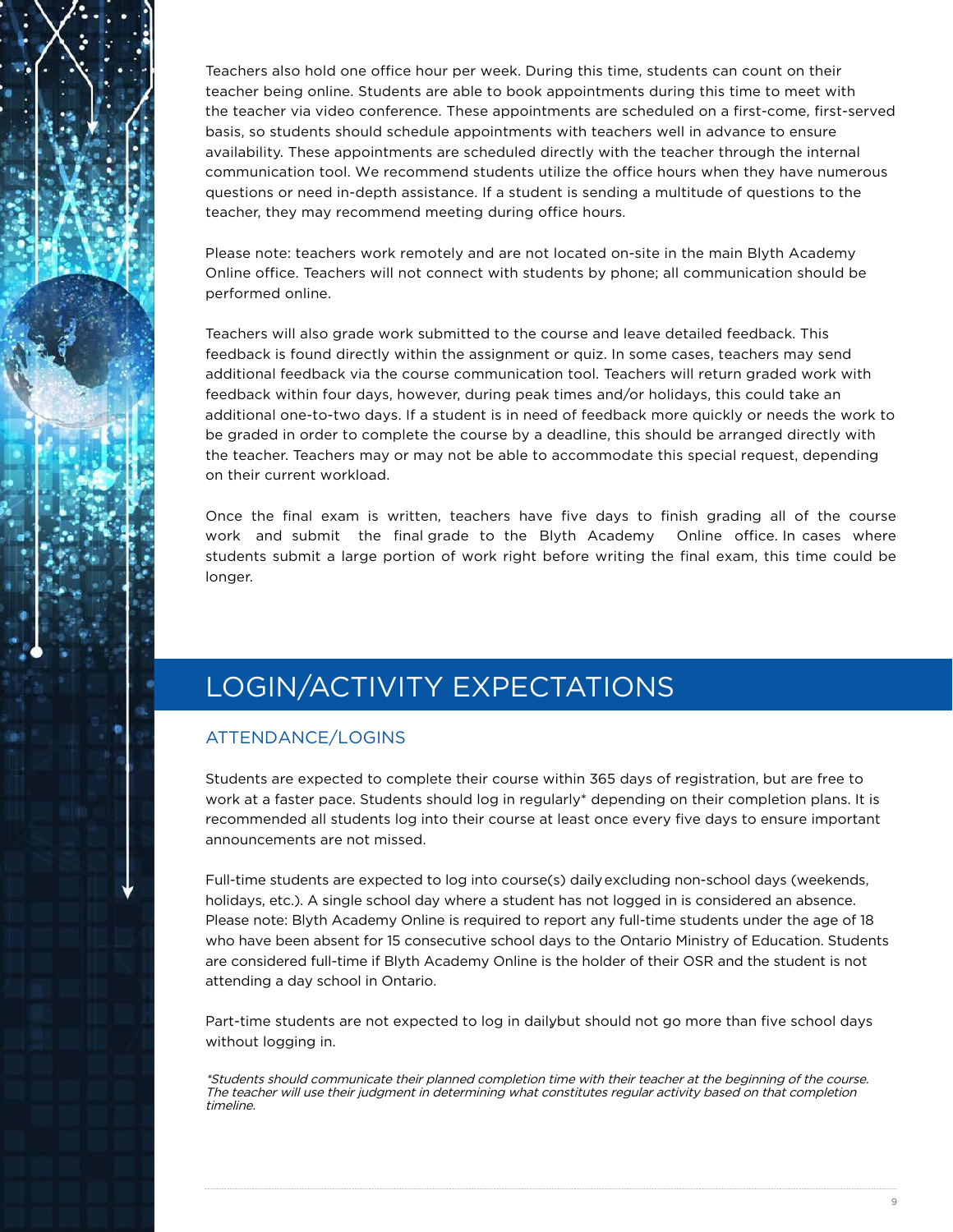Teachers also hold one office hour per week. During this time, students can count on their teacher being online. Students are able to book appointments during this time to meet with the teacher via video conference. These appointments are scheduled on a first-come, first-served basis, so students should schedule appointments with teachers well in advance to ensure availability. These appointments are scheduled directly with the teacher through the internal communication tool. We recommend students utilize the office hours when they have numerous questions or need in-depth assistance. If a student is sending a multitude of questions to the teacher, they may recommend meeting during office hours.

Please note: teachers work remotely and are not located on-site in the main Blyth Academy Online office. Teachers will not connect with students by phone; all communication should be performed online.

Teachers will also grade work submitted to the course and leave detailed feedback. This feedback is found directly within the assignment or quiz. In some cases, teachers may send additional feedback via the course communication tool. Teachers will return graded work with feedback within four days, however, during peak times and/or holidays, this could take an additional one-to-two days. If a student is in need of feedback more quickly or needs the work to be graded in order to complete the course by a deadline, this should be arranged directly with the teacher. Teachers may or may not be able to accommodate this special request, depending on their current workload.

Once the final exam is written, teachers have five days to finish grading all of the course work and submit the final grade to the Blyth Academy Online office. In cases where students submit a large portion of work right before writing the final exam, this time could be longer.

# LOGIN/ACTIVITY EXPECTATIONS

## ATTENDANCE/LOGINS

Students are expected to complete their course within 365 days of registration, but are free to work at a faster pace. Students should log in regularly* depending on their completion plans. It is recommended all students log into their course at least once every five days to ensure important announcements are not missed.

Full-time students are expected to log into course(s) daily excluding non-school days (weekends, holidays, etc.). A single school day where a student has not logged in is considered an absence. Please note: Blyth Academy Online is required to report any full-time students under the age of 18 who have been absent for 15 consecutive school days to the Ontario Ministry of Education. Students are considered full-time if Blyth Academy Online is the holder of their OSR and the student is not attending a day school in Ontario.

Part-time students are not expected to log in daily but should not go more than five school days without logging in.

*\*Students should communicate their planned completion time with their teacher at the beginning of the course. The teacher will use their judgment in determining what constitutes regular activity based on that completion timeline.*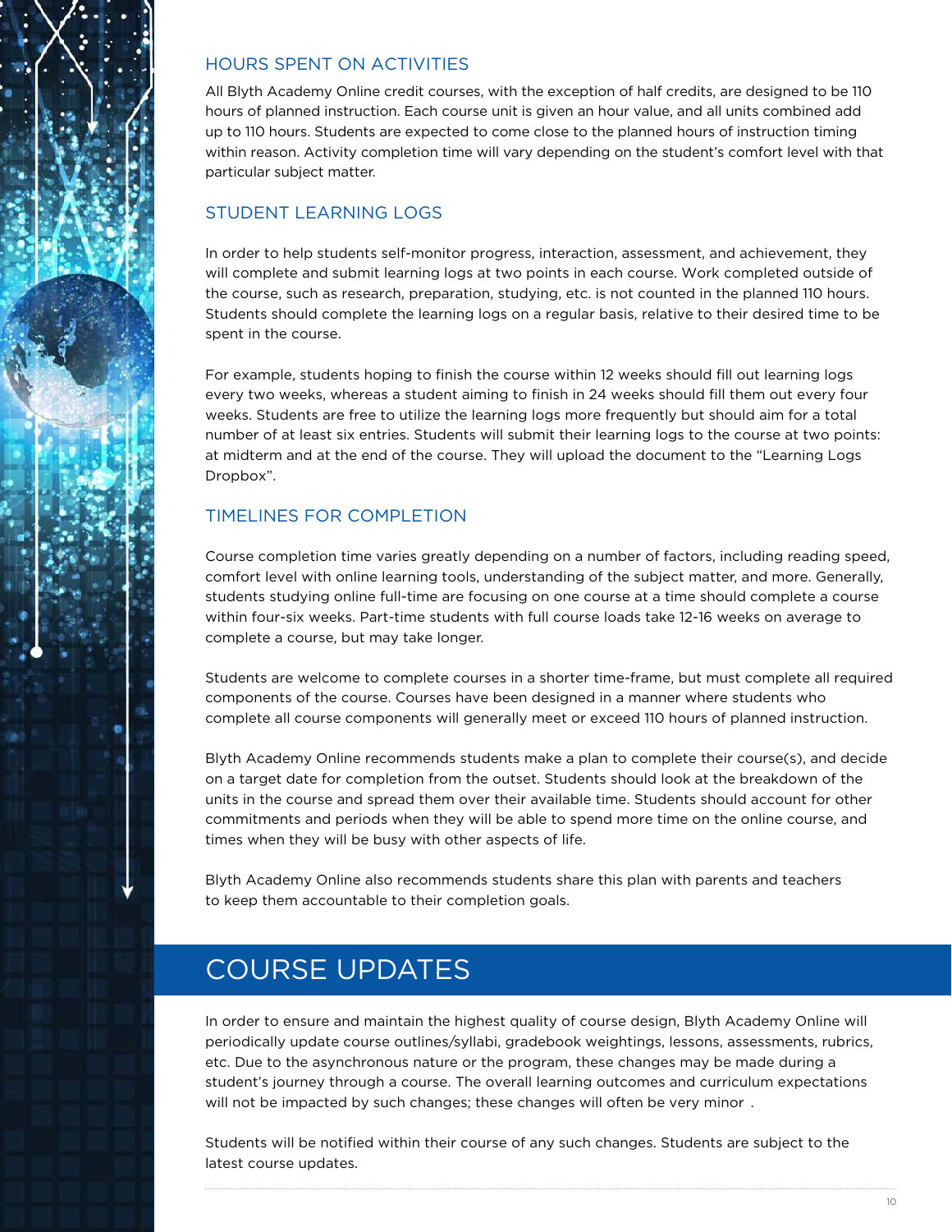### HOURS SPENT ON ACTIVITIES

All Blyth Academy Online credit courses, with the exception of half credits, are designed to be 110 hours of planned instruction. Each course unit is given an hour value, and all units combined add up to 110 hours. Students are expected to come close to the planned hours of instruction timing within reason. Activity completion time will vary depending on the student's comfort level with that particular subject matter.

### STUDENT LEARNING LOGS

In order to help students self-monitor progress, interaction, assessment, and achievement, they will complete and submit learning logs at two points in each course. Work completed outside of the course, such as research, preparation, studying, etc. is not counted in the planned 110 hours. Students should complete the learning logs on a regular basis, relative to their desired time to be spent in the course.

For example, students hoping to finish the course within 12 weeks should fill out learning logs every two weeks, whereas a student aiming to finish in 24 weeks should fill them out every four weeks. Students are free to utilize the learning logs more frequently but should aim for a total number of at least six entries. Students will submit their learning logs to the course at two points: at midterm and at the end of the course. They will upload the document to the "Learning Logs Dropbox".

### TIMELINES FOR COMPLETION

Course completion time varies greatly depending on a number of factors, including reading speed, comfort level with online learning tools, understanding of the subject matter, and more. Generally, students studying online full-time are focusing on one course at a time should complete a course within four-six weeks. Part-time students with full course loads take 12-16 weeks on average to complete a course, but may take longer.

Students are welcome to complete courses in a shorter time-frame, but must complete all required components of the course. Courses have been designed in a manner where students who complete all course components will generally meet or exceed 110 hours of planned instruction.

Blyth Academy Online recommends students make a plan to complete their course(s), and decide on a target date for completion from the outset. Students should look at the breakdown of the units in the course and spread them over their available time. Students should account for other commitments and periods when they will be able to spend more time on the online course, and times when they will be busy with other aspects of life.

Blyth Academy Online also recommends students share this plan with parents and teachers to keep them accountable to their completion goals.

## COURSE UPDATES

In order to ensure and maintain the highest quality of course design, Blyth Academy Online will periodically update course outlines/syllabi, gradebook weightings, lessons, assessments, rubrics, etc. Due to the asynchronous nature or the program, these changes may be made during a student's journey through a course. The overall learning outcomes and curriculum expectations will not be impacted by such changes; these changes will often be very minor .

Students will be notified within their course of any such changes. Students are subject to the latest course updates.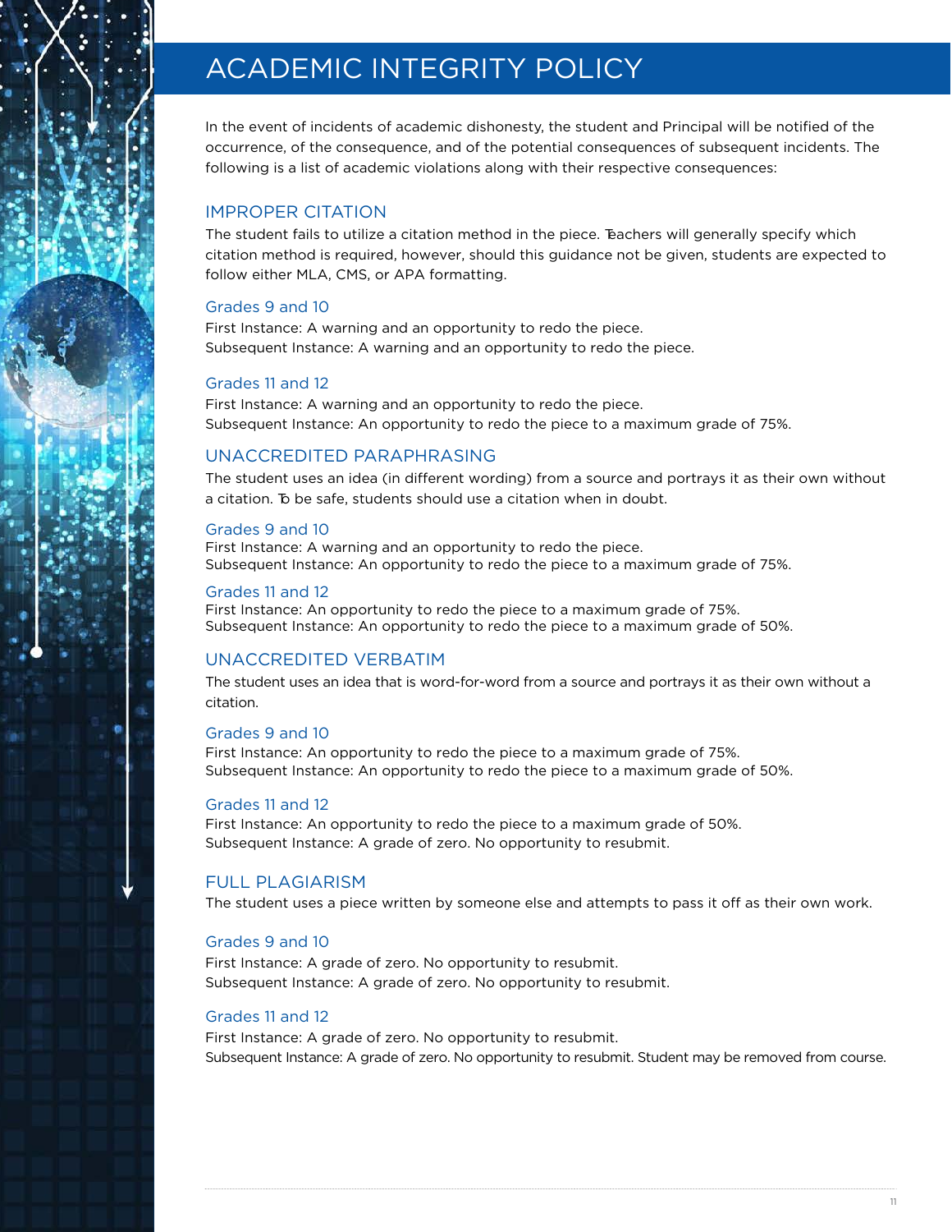# ACADEMIC INTEGRITY POLICY

In the event of incidents of academic dishonesty, the student and Principal will be notified of the occurrence, of the consequence, and of the potential consequences of subsequent incidents. The following is a list of academic violations along with their respective consequences:

## IMPROPER CITATION

The student fails to utilize a citation method in the piece. Teachers will generally specify which citation method is required, however, should this guidance not be given, students are expected to follow either MLA, CMS, or APA formatting.

### Grades 9 and 10

First Instance: A warning and an opportunity to redo the piece.
Subsequent Instance: A warning and an opportunity to redo the piece.

### Grades 11 and 12

First Instance: A warning and an opportunity to redo the piece.
Subsequent Instance: An opportunity to redo the piece to a maximum grade of 75%.

## UNACCREDITED PARAPHRASING

The student uses an idea (in different wording) from a source and portrays it as their own without a citation. To be safe, students should use a citation when in doubt.

### Grades 9 and 10

First Instance: A warning and an opportunity to redo the piece.
Subsequent Instance: An opportunity to redo the piece to a maximum grade of 75%.

### Grades 11 and 12

First Instance: An opportunity to redo the piece to a maximum grade of 75%.
Subsequent Instance: An opportunity to redo the piece to a maximum grade of 50%.

## UNACCREDITED VERBATIM

The student uses an idea that is word-for-word from a source and portrays it as their own without a citation.

### Grades 9 and 10

First Instance: An opportunity to redo the piece to a maximum grade of 75%.
Subsequent Instance: An opportunity to redo the piece to a maximum grade of 50%.

### Grades 11 and 12

First Instance: An opportunity to redo the piece to a maximum grade of 50%.
Subsequent Instance: A grade of zero. No opportunity to resubmit.

## FULL PLAGIARISM

The student uses a piece written by someone else and attempts to pass it off as their own work.

### Grades 9 and 10

First Instance: A grade of zero. No opportunity to resubmit.
Subsequent Instance: A grade of zero. No opportunity to resubmit.

### Grades 11 and 12

First Instance: A grade of zero. No opportunity to resubmit.
Subsequent Instance: A grade of zero. No opportunity to resubmit. Student may be removed from course.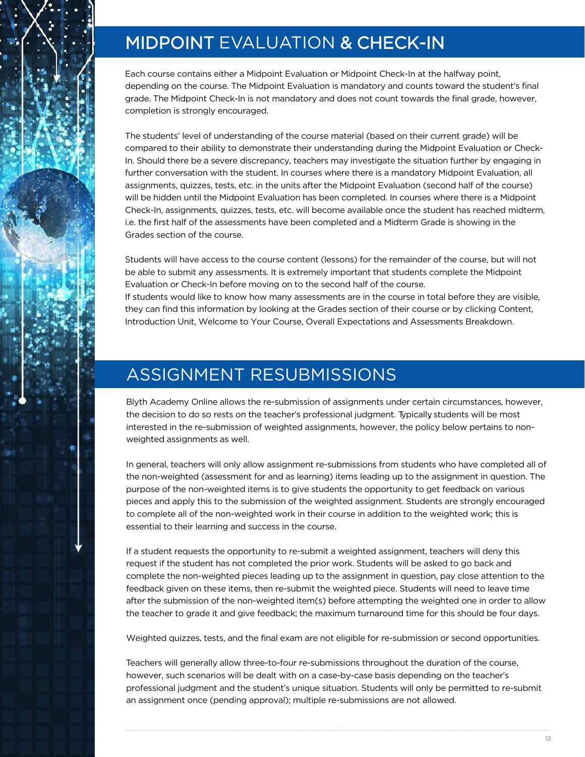## MIDPOINT EVALUATION & CHECK-IN

Each course contains either a Midpoint Evaluation or Midpoint Check-In at the halfway point, depending on the course. The Midpoint Evaluation is mandatory and counts toward the student's final grade. The Midpoint Check-In is not mandatory and does not count towards the final grade, however, completion is strongly encouraged.

The students' level of understanding of the course material (based on their current grade) will be compared to their ability to demonstrate their understanding during the Midpoint Evaluation or Check-In. Should there be a severe discrepancy, teachers may investigate the situation further by engaging in further conversation with the student. In courses where there is a mandatory Midpoint Evaluation, all assignments, quizzes, tests, etc. in the units after the Midpoint Evaluation (second half of the course) will be hidden until the Midpoint Evaluation has been completed. In courses where there is a Midpoint Check-In, assignments, quizzes, tests, etc. will become available once the student has reached midterm, i.e. the first half of the assessments have been completed and a Midterm Grade is showing in the Grades section of the course.

Students will have access to the course content (lessons) for the remainder of the course, but will not be able to submit any assessments. It is extremely important that students complete the Midpoint Evaluation or Check-In before moving on to the second half of the course.
If students would like to know how many assessments are in the course in total before they are visible, they can find this information by looking at the Grades section of their course or by clicking Content, Introduction Unit, Welcome to Your Course, Overall Expectations and Assessments Breakdown.

## ASSIGNMENT RESUBMISSIONS

Blyth Academy Online allows the re-submission of assignments under certain circumstances, however, the decision to do so rests on the teacher's professional judgment. Typically students will be most interested in the re-submission of weighted assignments, however, the policy below pertains to non-weighted assignments as well.

In general, teachers will only allow assignment re-submissions from students who have completed all of the non-weighted (assessment for and as learning) items leading up to the assignment in question. The purpose of the non-weighted items is to give students the opportunity to get feedback on various pieces and apply this to the submission of the weighted assignment. Students are strongly encouraged to complete all of the non-weighted work in their course in addition to the weighted work; this is essential to their learning and success in the course.

If a student requests the opportunity to re-submit a weighted assignment, teachers will deny this request if the student has not completed the prior work. Students will be asked to go back and complete the non-weighted pieces leading up to the assignment in question, pay close attention to the feedback given on these items, then re-submit the weighted piece. Students will need to leave time after the submission of the non-weighted item(s) before attempting the weighted one in order to allow the teacher to grade it and give feedback; the maximum turnaround time for this should be four days.

Weighted quizzes, tests, and the final exam are not eligible for re-submission or second opportunities.

Teachers will generally allow three-to-four re-submissions throughout the duration of the course, however, such scenarios will be dealt with on a case-by-case basis depending on the teacher's professional judgment and the student's unique situation. Students will only be permitted to re-submit an assignment once (pending approval); multiple re-submissions are not allowed.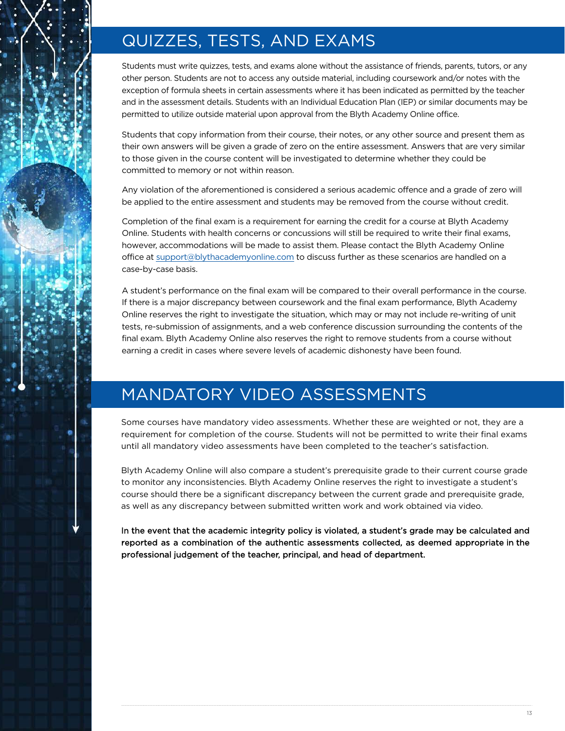## QUIZZES, TESTS, AND EXAMS

Students must write quizzes, tests, and exams alone without the assistance of friends, parents, tutors, or any other person. Students are not to access any outside material, including coursework and/or notes with the exception of formula sheets in certain assessments where it has been indicated as permitted by the teacher and in the assessment details. Students with an Individual Education Plan (IEP) or similar documents may be permitted to utilize outside material upon approval from the Blyth Academy Online office.

Students that copy information from their course, their notes, or any other source and present them as their own answers will be given a grade of zero on the entire assessment. Answers that are very similar to those given in the course content will be investigated to determine whether they could be committed to memory or not within reason.

Any violation of the aforementioned is considered a serious academic offence and a grade of zero will be applied to the entire assessment and students may be removed from the course without credit.

Completion of the final exam is a requirement for earning the credit for a course at Blyth Academy Online. Students with health concerns or concussions will still be required to write their final exams, however, accommodations will be made to assist them. Please contact the Blyth Academy Online office at support@blythacademyonline.com to discuss further as these scenarios are handled on a case-by-case basis.

A student's performance on the final exam will be compared to their overall performance in the course. If there is a major discrepancy between coursework and the final exam performance, Blyth Academy Online reserves the right to investigate the situation, which may or may not include re-writing of unit tests, re-submission of assignments, and a web conference discussion surrounding the contents of the final exam. Blyth Academy Online also reserves the right to remove students from a course without earning a credit in cases where severe levels of academic dishonesty have been found.

## MANDATORY VIDEO ASSESSMENTS

Some courses have mandatory video assessments. Whether these are weighted or not, they are a requirement for completion of the course. Students will not be permitted to write their final exams until all mandatory video assessments have been completed to the teacher's satisfaction.

Blyth Academy Online will also compare a student's prerequisite grade to their current course grade to monitor any inconsistencies. Blyth Academy Online reserves the right to investigate a student's course should there be a significant discrepancy between the current grade and prerequisite grade, as well as any discrepancy between submitted written work and work obtained via video.

**In the event that the academic integrity policy is violated, a student's grade may be calculated and reported as a combination of the authentic assessments collected, as deemed appropriate in the professional judgement of the teacher, principal, and head of department.**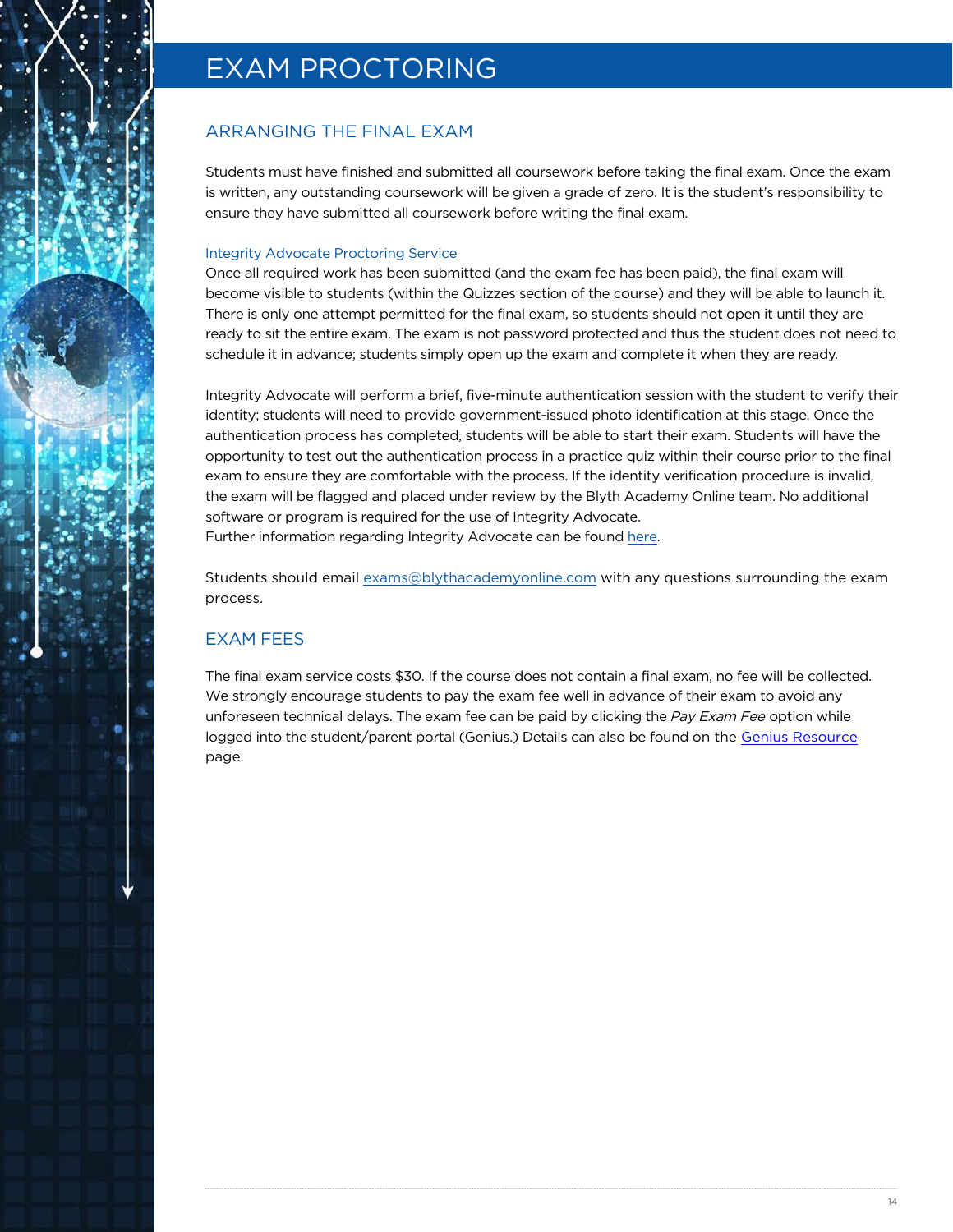# EXAM PROCTORING

## ARRANGING THE FINAL EXAM

Students must have finished and submitted all coursework before taking the final exam. Once the exam is written, any outstanding coursework will be given a grade of zero. It is the student's responsibility to ensure they have submitted all coursework before writing the final exam.

### Integrity Advocate Proctoring Service

Once all required work has been submitted (and the exam fee has been paid), the final exam will become visible to students (within the Quizzes section of the course) and they will be able to launch it. There is only one attempt permitted for the final exam, so students should not open it until they are ready to sit the entire exam. The exam is not password protected and thus the student does not need to schedule it in advance; students simply open up the exam and complete it when they are ready.

Integrity Advocate will perform a brief, five-minute authentication session with the student to verify their identity; students will need to provide government-issued photo identification at this stage. Once the authentication process has completed, students will be able to start their exam. Students will have the opportunity to test out the authentication process in a practice quiz within their course prior to the final exam to ensure they are comfortable with the process. If the identity verification procedure is invalid, the exam will be flagged and placed under review by the Blyth Academy Online team. No additional software or program is required for the use of Integrity Advocate.
Further information regarding Integrity Advocate can be found here.

Students should email exams@blythacademyonline.com with any questions surrounding the exam process.

## EXAM FEES

The final exam service costs $30. If the course does not contain a final exam, no fee will be collected. We strongly encourage students to pay the exam fee well in advance of their exam to avoid any unforeseen technical delays. The exam fee can be paid by clicking the *Pay Exam Fee* option while logged into the student/parent portal (Genius.) Details can also be found on the Genius Resource page.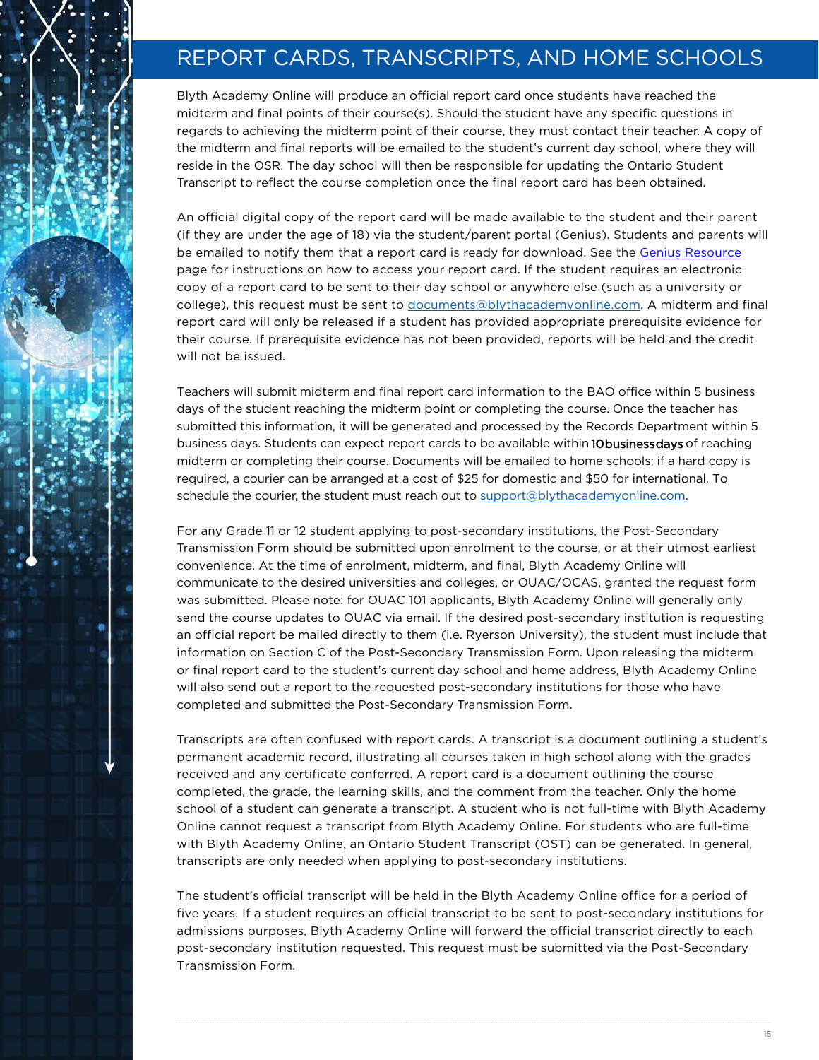# REPORT CARDS, TRANSCRIPTS, AND HOME SCHOOLS

Blyth Academy Online will produce an official report card once students have reached the midterm and final points of their course(s). Should the student have any specific questions in regards to achieving the midterm point of their course, they must contact their teacher. A copy of the midterm and final reports will be emailed to the student's current day school, where they will reside in the OSR. The day school will then be responsible for updating the Ontario Student Transcript to reflect the course completion once the final report card has been obtained.

An official digital copy of the report card will be made available to the student and their parent (if they are under the age of 18) via the student/parent portal (Genius). Students and parents will be emailed to notify them that a report card is ready for download. See the Genius Resource page for instructions on how to access your report card. If the student requires an electronic copy of a report card to be sent to their day school or anywhere else (such as a university or college), this request must be sent to documents@blythacademyonline.com. A midterm and final report card will only be released if a student has provided appropriate prerequisite evidence for their course. If prerequisite evidence has not been provided, reports will be held and the credit will not be issued.

Teachers will submit midterm and final report card information to the BAO office within 5 business days of the student reaching the midterm point or completing the course. Once the teacher has submitted this information, it will be generated and processed by the Records Department within 5 business days. Students can expect report cards to be available within **10 business days** of reaching midterm or completing their course. Documents will be emailed to home schools; if a hard copy is required, a courier can be arranged at a cost of $25 for domestic and $50 for international. To schedule the courier, the student must reach out to support@blythacademyonline.com.

For any Grade 11 or 12 student applying to post-secondary institutions, the Post-Secondary Transmission Form should be submitted upon enrolment to the course, or at their utmost earliest convenience. At the time of enrolment, midterm, and final, Blyth Academy Online will communicate to the desired universities and colleges, or OUAC/OCAS, granted the request form was submitted. Please note: for OUAC 101 applicants, Blyth Academy Online will generally only send the course updates to OUAC via email. If the desired post-secondary institution is requesting an official report be mailed directly to them (i.e. Ryerson University), the student must include that information on Section C of the Post-Secondary Transmission Form. Upon releasing the midterm or final report card to the student's current day school and home address, Blyth Academy Online will also send out a report to the requested post-secondary institutions for those who have completed and submitted the Post-Secondary Transmission Form.

Transcripts are often confused with report cards. A transcript is a document outlining a student's permanent academic record, illustrating all courses taken in high school along with the grades received and any certificate conferred. A report card is a document outlining the course completed, the grade, the learning skills, and the comment from the teacher. Only the home school of a student can generate a transcript. A student who is not full-time with Blyth Academy Online cannot request a transcript from Blyth Academy Online. For students who are full-time with Blyth Academy Online, an Ontario Student Transcript (OST) can be generated. In general, transcripts are only needed when applying to post-secondary institutions.

The student's official transcript will be held in the Blyth Academy Online office for a period of five years. If a student requires an official transcript to be sent to post-secondary institutions for admissions purposes, Blyth Academy Online will forward the official transcript directly to each post-secondary institution requested. This request must be submitted via the Post-Secondary Transmission Form.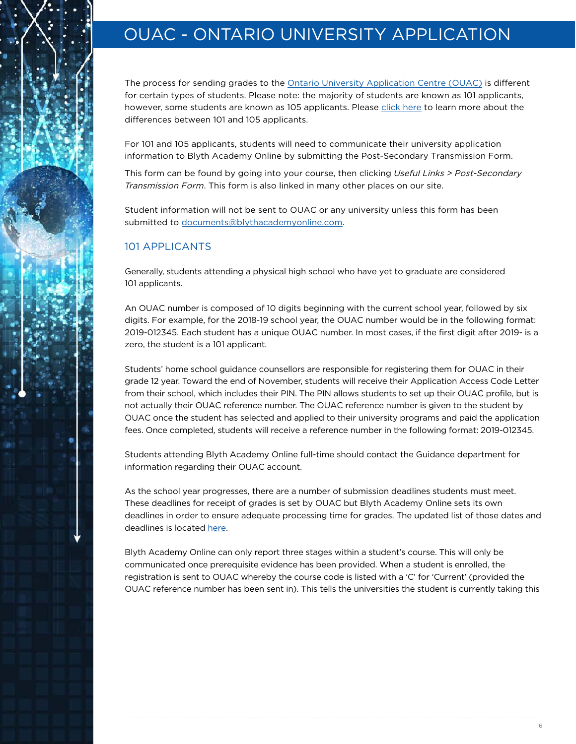# OUAC - ONTARIO UNIVERSITY APPLICATION

The process for sending grades to the Ontario University Application Centre (OUAC) is different for certain types of students. Please note: the majority of students are known as 101 applicants, however, some students are known as 105 applicants. Please click here to learn more about the differences between 101 and 105 applicants.

For 101 and 105 applicants, students will need to communicate their university application information to Blyth Academy Online by submitting the Post-Secondary Transmission Form.

This form can be found by going into your course, then clicking *Useful Links > Post-Secondary Transmission Form*. This form is also linked in many other places on our site.

Student information will not be sent to OUAC or any university unless this form has been submitted to documents@blythacademyonline.com.

## 101 APPLICANTS

Generally, students attending a physical high school who have yet to graduate are considered 101 applicants.

An OUAC number is composed of 10 digits beginning with the current school year, followed by six digits. For example, for the 2018-19 school year, the OUAC number would be in the following format: 2019-012345. Each student has a unique OUAC number. In most cases, if the first digit after 2019- is a zero, the student is a 101 applicant.

Students' home school guidance counsellors are responsible for registering them for OUAC in their grade 12 year. Toward the end of November, students will receive their Application Access Code Letter from their school, which includes their PIN. The PIN allows students to set up their OUAC profile, but is not actually their OUAC reference number. The OUAC reference number is given to the student by OUAC once the student has selected and applied to their university programs and paid the application fees. Once completed, students will receive a reference number in the following format: 2019-012345.

Students attending Blyth Academy Online full-time should contact the Guidance department for information regarding their OUAC account.

As the school year progresses, there are a number of submission deadlines students must meet. These deadlines for receipt of grades is set by OUAC but Blyth Academy Online sets its own deadlines in order to ensure adequate processing time for grades. The updated list of those dates and deadlines is located here.

Blyth Academy Online can only report three stages within a student's course. This will only be communicated once prerequisite evidence has been provided. When a student is enrolled, the registration is sent to OUAC whereby the course code is listed with a 'C' for 'Current' (provided the OUAC reference number has been sent in). This tells the universities the student is currently taking this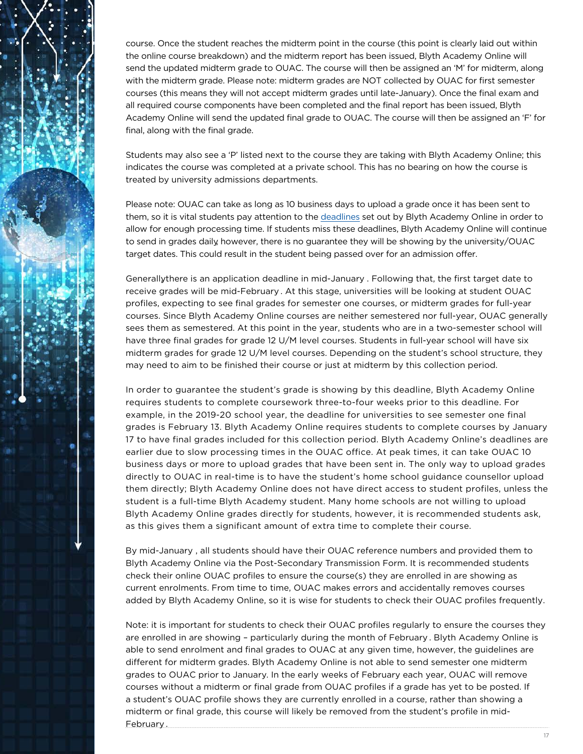course. Once the student reaches the midterm point in the course (this point is clearly laid out within the online course breakdown) and the midterm report has been issued, Blyth Academy Online will send the updated midterm grade to OUAC. The course will then be assigned an 'M' for midterm, along with the midterm grade. Please note: midterm grades are NOT collected by OUAC for first semester courses (this means they will not accept midterm grades until late-January). Once the final exam and all required course components have been completed and the final report has been issued, Blyth Academy Online will send the updated final grade to OUAC. The course will then be assigned an 'F' for final, along with the final grade.

Students may also see a 'P' listed next to the course they are taking with Blyth Academy Online; this indicates the course was completed at a private school. This has no bearing on how the course is treated by university admissions departments.

Please note: OUAC can take as long as 10 business days to upload a grade once it has been sent to them, so it is vital students pay attention to the deadlines set out by Blyth Academy Online in order to allow for enough processing time. If students miss these deadlines, Blyth Academy Online will continue to send in grades daily, however, there is no guarantee they will be showing by the university/OUAC target dates. This could result in the student being passed over for an admission offer.

Generallythere is an application deadline in mid-January . Following that, the first target date to receive grades will be mid-February . At this stage, universities will be looking at student OUAC profiles, expecting to see final grades for semester one courses, or midterm grades for full-year courses. Since Blyth Academy Online courses are neither semestered nor full-year, OUAC generally sees them as semestered. At this point in the year, students who are in a two-semester school will have three final grades for grade 12 U/M level courses. Students in full-year school will have six midterm grades for grade 12 U/M level courses. Depending on the student's school structure, they may need to aim to be finished their course or just at midterm by this collection period.

In order to guarantee the student's grade is showing by this deadline, Blyth Academy Online requires students to complete coursework three-to-four weeks prior to this deadline. For example, in the 2019-20 school year, the deadline for universities to see semester one final grades is February 13. Blyth Academy Online requires students to complete courses by January 17 to have final grades included for this collection period. Blyth Academy Online's deadlines are earlier due to slow processing times in the OUAC office. At peak times, it can take OUAC 10 business days or more to upload grades that have been sent in. The only way to upload grades directly to OUAC in real-time is to have the student's home school guidance counsellor upload them directly; Blyth Academy Online does not have direct access to student profiles, unless the student is a full-time Blyth Academy student. Many home schools are not willing to upload Blyth Academy Online grades directly for students, however, it is recommended students ask, as this gives them a significant amount of extra time to complete their course.

By mid-January , all students should have their OUAC reference numbers and provided them to Blyth Academy Online via the Post-Secondary Transmission Form. It is recommended students check their online OUAC profiles to ensure the course(s) they are enrolled in are showing as current enrolments. From time to time, OUAC makes errors and accidentally removes courses added by Blyth Academy Online, so it is wise for students to check their OUAC profiles frequently.

Note: it is important for students to check their OUAC profiles regularly to ensure the courses they are enrolled in are showing – particularly during the month of February . Blyth Academy Online is able to send enrolment and final grades to OUAC at any given time, however, the guidelines are different for midterm grades. Blyth Academy Online is not able to send semester one midterm grades to OUAC prior to January. In the early weeks of February each year, OUAC will remove courses without a midterm or final grade from OUAC profiles if a grade has yet to be posted. If a student's OUAC profile shows they are currently enrolled in a course, rather than showing a midterm or final grade, this course will likely be removed from the student's profile in mid-February .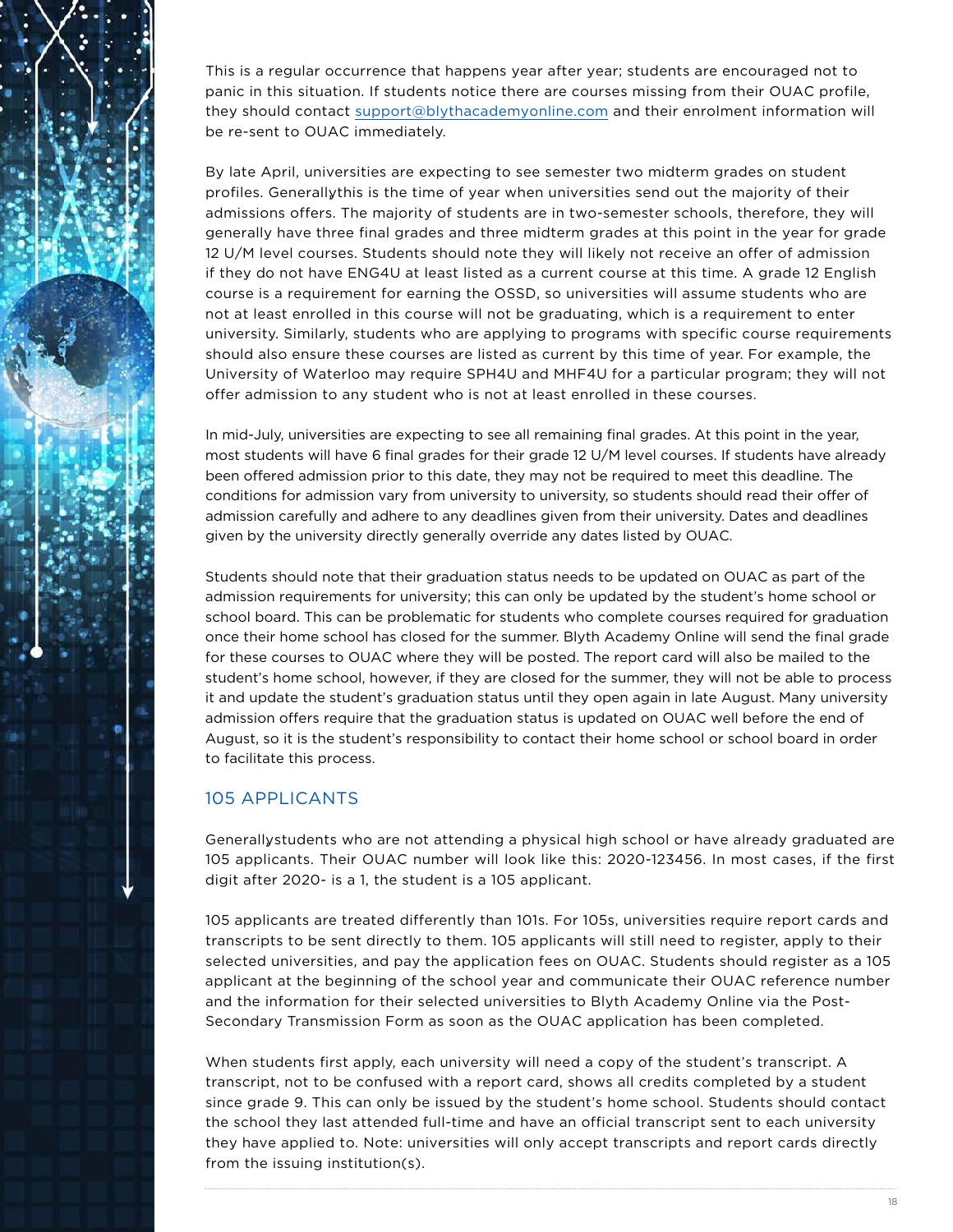This is a regular occurrence that happens year after year; students are encouraged not to panic in this situation. If students notice there are courses missing from their OUAC profile, they should contact support@blythacademyonline.com and their enrolment information will be re-sent to OUAC immediately.

By late April, universities are expecting to see semester two midterm grades on student profiles. Generally this is the time of year when universities send out the majority of their admissions offers. The majority of students are in two-semester schools, therefore, they will generally have three final grades and three midterm grades at this point in the year for grade 12 U/M level courses. Students should note they will likely not receive an offer of admission if they do not have ENG4U at least listed as a current course at this time. A grade 12 English course is a requirement for earning the OSSD, so universities will assume students who are not at least enrolled in this course will not be graduating, which is a requirement to enter university. Similarly, students who are applying to programs with specific course requirements should also ensure these courses are listed as current by this time of year. For example, the University of Waterloo may require SPH4U and MHF4U for a particular program; they will not offer admission to any student who is not at least enrolled in these courses.

In mid-July, universities are expecting to see all remaining final grades. At this point in the year, most students will have 6 final grades for their grade 12 U/M level courses. If students have already been offered admission prior to this date, they may not be required to meet this deadline. The conditions for admission vary from university to university, so students should read their offer of admission carefully and adhere to any deadlines given from their university. Dates and deadlines given by the university directly generally override any dates listed by OUAC.

Students should note that their graduation status needs to be updated on OUAC as part of the admission requirements for university; this can only be updated by the student's home school or school board. This can be problematic for students who complete courses required for graduation once their home school has closed for the summer. Blyth Academy Online will send the final grade for these courses to OUAC where they will be posted. The report card will also be mailed to the student's home school, however, if they are closed for the summer, they will not be able to process it and update the student's graduation status until they open again in late August. Many university admission offers require that the graduation status is updated on OUAC well before the end of August, so it is the student's responsibility to contact their home school or school board in order to facilitate this process.

## 105 APPLICANTS

Generally students who are not attending a physical high school or have already graduated are 105 applicants. Their OUAC number will look like this: 2020-123456. In most cases, if the first digit after 2020- is a 1, the student is a 105 applicant.

105 applicants are treated differently than 101s. For 105s, universities require report cards and transcripts to be sent directly to them. 105 applicants will still need to register, apply to their selected universities, and pay the application fees on OUAC. Students should register as a 105 applicant at the beginning of the school year and communicate their OUAC reference number and the information for their selected universities to Blyth Academy Online via the Post-Secondary Transmission Form as soon as the OUAC application has been completed.

When students first apply, each university will need a copy of the student's transcript. A transcript, not to be confused with a report card, shows all credits completed by a student since grade 9. This can only be issued by the student's home school. Students should contact the school they last attended full-time and have an official transcript sent to each university they have applied to. Note: universities will only accept transcripts and report cards directly from the issuing institution(s).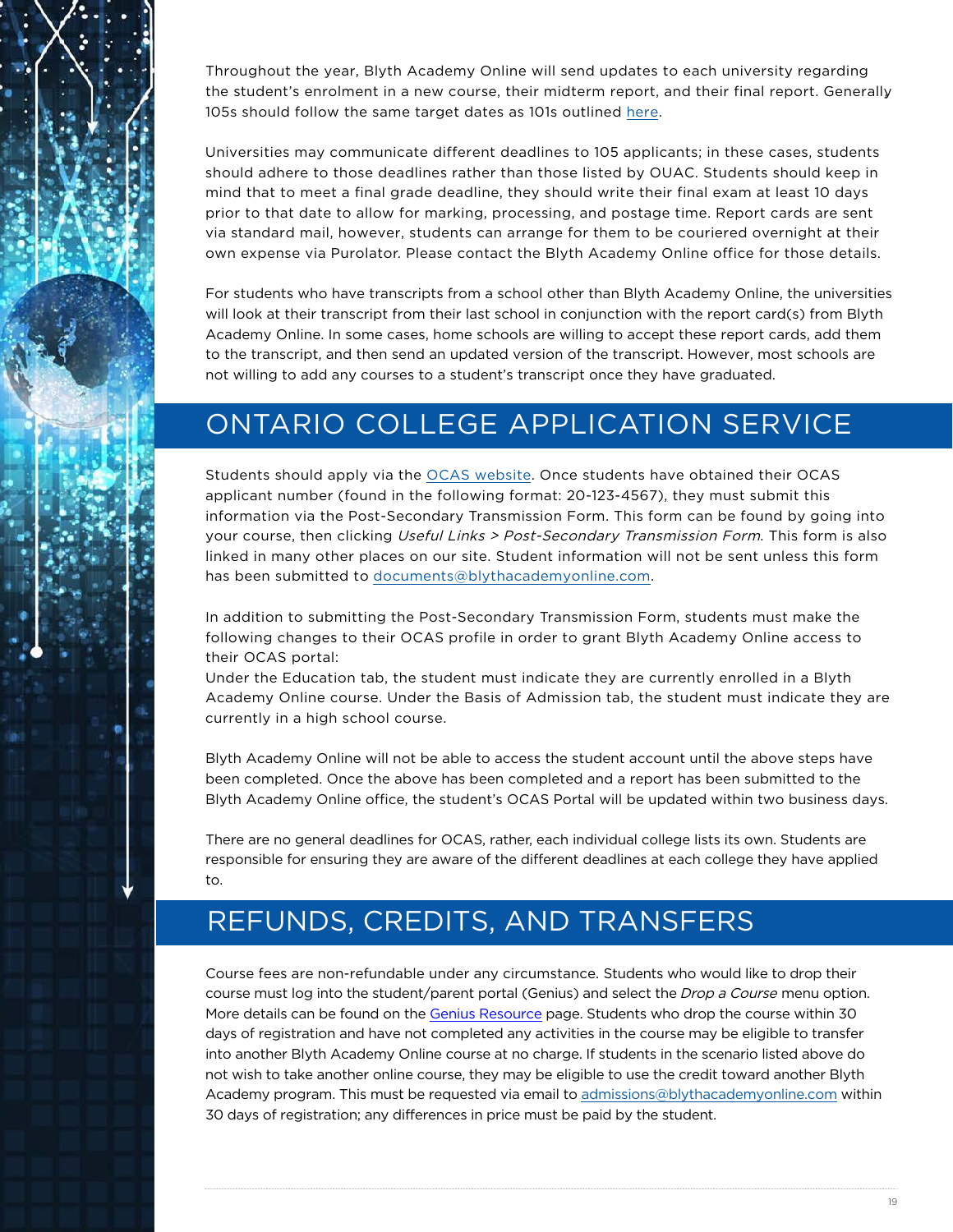Throughout the year, Blyth Academy Online will send updates to each university regarding the student's enrolment in a new course, their midterm report, and their final report. Generally 105s should follow the same target dates as 101s outlined here.

Universities may communicate different deadlines to 105 applicants; in these cases, students should adhere to those deadlines rather than those listed by OUAC. Students should keep in mind that to meet a final grade deadline, they should write their final exam at least 10 days prior to that date to allow for marking, processing, and postage time. Report cards are sent via standard mail, however, students can arrange for them to be couriered overnight at their own expense via Purolator. Please contact the Blyth Academy Online office for those details.

For students who have transcripts from a school other than Blyth Academy Online, the universities will look at their transcript from their last school in conjunction with the report card(s) from Blyth Academy Online. In some cases, home schools are willing to accept these report cards, add them to the transcript, and then send an updated version of the transcript. However, most schools are not willing to add any courses to a student's transcript once they have graduated.

## ONTARIO COLLEGE APPLICATION SERVICE

Students should apply via the OCAS website. Once students have obtained their OCAS applicant number (found in the following format: 20-123-4567), they must submit this information via the Post-Secondary Transmission Form. This form can be found by going into your course, then clicking *Useful Links > Post-Secondary Transmission Form*. This form is also linked in many other places on our site. Student information will not be sent unless this form has been submitted to documents@blythacademyonline.com.

In addition to submitting the Post-Secondary Transmission Form, students must make the following changes to their OCAS profile in order to grant Blyth Academy Online access to their OCAS portal:
Under the Education tab, the student must indicate they are currently enrolled in a Blyth Academy Online course. Under the Basis of Admission tab, the student must indicate they are currently in a high school course.

Blyth Academy Online will not be able to access the student account until the above steps have been completed. Once the above has been completed and a report has been submitted to the Blyth Academy Online office, the student's OCAS Portal will be updated within two business days.

There are no general deadlines for OCAS, rather, each individual college lists its own. Students are responsible for ensuring they are aware of the different deadlines at each college they have applied to.

## REFUNDS, CREDITS, AND TRANSFERS

Course fees are non-refundable under any circumstance. Students who would like to drop their course must log into the student/parent portal (Genius) and select the *Drop a Course* menu option. More details can be found on the Genius Resource page. Students who drop the course within 30 days of registration and have not completed any activities in the course may be eligible to transfer into another Blyth Academy Online course at no charge. If students in the scenario listed above do not wish to take another online course, they may be eligible to use the credit toward another Blyth Academy program. This must be requested via email to admissions@blythacademyonline.com within 30 days of registration; any differences in price must be paid by the student.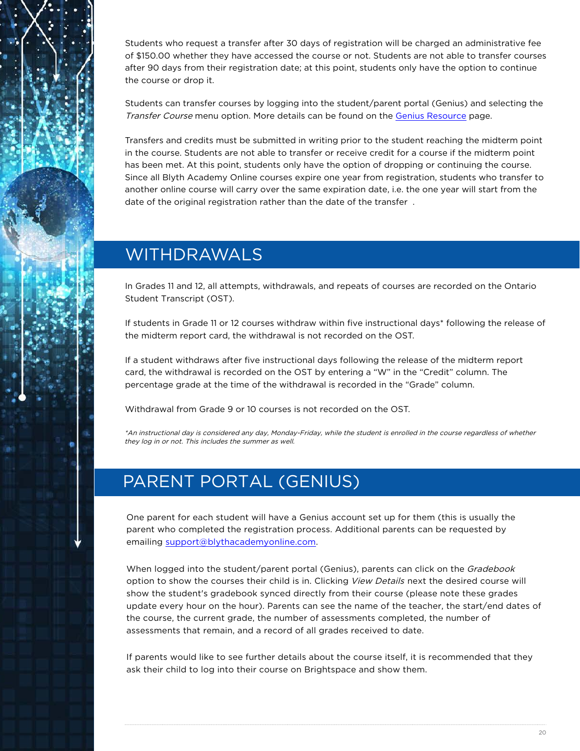Students who request a transfer after 30 days of registration will be charged an administrative fee of $150.00 whether they have accessed the course or not. Students are not able to transfer courses after 90 days from their registration date; at this point, students only have the option to continue the course or drop it.

Students can transfer courses by logging into the student/parent portal (Genius) and selecting the *Transfer Course* menu option. More details can be found on the [Genius Resource](#) page.

Transfers and credits must be submitted in writing prior to the student reaching the midterm point in the course. Students are not able to transfer or receive credit for a course if the midterm point has been met. At this point, students only have the option of dropping or continuing the course. Since all Blyth Academy Online courses expire one year from registration, students who transfer to another online course will carry over the same expiration date, i.e. the one year will start from the date of the original registration rather than the date of the transfer .

## WITHDRAWALS

In Grades 11 and 12, all attempts, withdrawals, and repeats of courses are recorded on the Ontario Student Transcript (OST).

If students in Grade 11 or 12 courses withdraw within five instructional days* following the release of the midterm report card, the withdrawal is not recorded on the OST.

If a student withdraws after five instructional days following the release of the midterm report card, the withdrawal is recorded on the OST by entering a "W" in the "Credit" column. The percentage grade at the time of the withdrawal is recorded in the "Grade" column.

Withdrawal from Grade 9 or 10 courses is not recorded on the OST.

*\*An instructional day is considered any day, Monday-Friday, while the student is enrolled in the course regardless of whether they log in or not. This includes the summer as well.*

## PARENT PORTAL (GENIUS)

One parent for each student will have a Genius account set up for them (this is usually the parent who completed the registration process. Additional parents can be requested by emailing [support@blythacademyonline.com](mailto:support@blythacademyonline.com).

When logged into the student/parent portal (Genius), parents can click on the *Gradebook* option to show the courses their child is in. Clicking *View Details* next the desired course will show the student's gradebook synced directly from their course (please note these grades update every hour on the hour). Parents can see the name of the teacher, the start/end dates of the course, the current grade, the number of assessments completed, the number of assessments that remain, and a record of all grades received to date.

If parents would like to see further details about the course itself, it is recommended that they ask their child to log into their course on Brightspace and show them.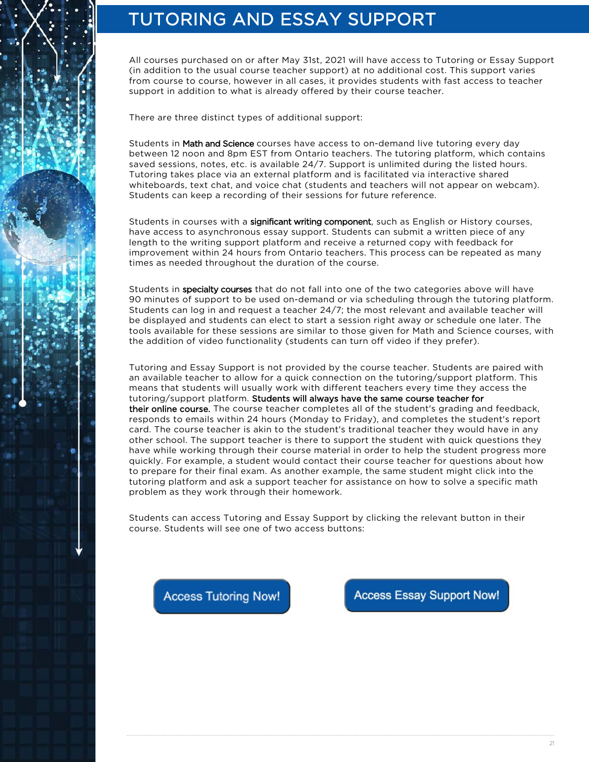# TUTORING AND ESSAY SUPPORT

All courses purchased on or after May 31st, 2021 will have access to Tutoring or Essay Support (in addition to the usual course teacher support) at no additional cost. This support varies from course to course, however in all cases, it provides students with fast access to teacher support in addition to what is already offered by their course teacher.

There are three distinct types of additional support:

Students in **Math and Science** courses have access to on-demand live tutoring every day between 12 noon and 8pm EST from Ontario teachers. The tutoring platform, which contains saved sessions, notes, etc. is available 24/7. Support is unlimited during the listed hours. Tutoring takes place via an external platform and is facilitated via interactive shared whiteboards, text chat, and voice chat (students and teachers will not appear on webcam). Students can keep a recording of their sessions for future reference.

Students in courses with a **significant writing component**, such as English or History courses, have access to asynchronous essay support. Students can submit a written piece of any length to the writing support platform and receive a returned copy with feedback for improvement within 24 hours from Ontario teachers. This process can be repeated as many times as needed throughout the duration of the course.

Students in **specialty courses** that do not fall into one of the two categories above will have 90 minutes of support to be used on-demand or via scheduling through the tutoring platform. Students can log in and request a teacher 24/7; the most relevant and available teacher will be displayed and students can elect to start a session right away or schedule one later. The tools available for these sessions are similar to those given for Math and Science courses, with the addition of video functionality (students can turn off video if they prefer).

Tutoring and Essay Support is not provided by the course teacher. Students are paired with an available teacher to allow for a quick connection on the tutoring/support platform. This means that students will usually work with different teachers every time they access the tutoring/support platform. **Students will always have the same course teacher for their online course.** The course teacher completes all of the student's grading and feedback, responds to emails within 24 hours (Monday to Friday), and completes the student's report card. The course teacher is akin to the student's traditional teacher they would have in any other school. The support teacher is there to support the student with quick questions they have while working through their course material in order to help the student progress more quickly. For example, a student would contact their course teacher for questions about how to prepare for their final exam. As another example, the same student might click into the tutoring platform and ask a support teacher for assistance on how to solve a specific math problem as they work through their homework.

Students can access Tutoring and Essay Support by clicking the relevant button in their course. Students will see one of two access buttons:

Access Tutoring Now!

Access Essay Support Now!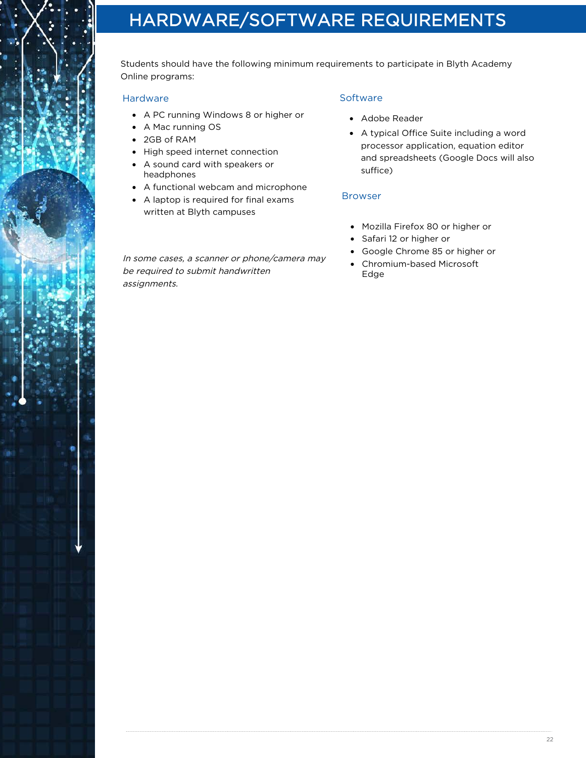# HARDWARE/SOFTWARE REQUIREMENTS

Students should have the following minimum requirements to participate in Blyth Academy Online programs:

## Hardware

- A PC running Windows 8 or higher or
- A Mac running OS
- 2GB of RAM
- High speed internet connection
- A sound card with speakers or headphones
- A functional webcam and microphone
- A laptop is required for final exams written at Blyth campuses

*In some cases, a scanner or phone/camera may be required to submit handwritten assignments.*

## Software

- Adobe Reader
- A typical Office Suite including a word processor application, equation editor and spreadsheets (Google Docs will also suffice)

## Browser

- Mozilla Firefox 80 or higher or
- Safari 12 or higher or
- Google Chrome 85 or higher or
- Chromium-based Microsoft Edge